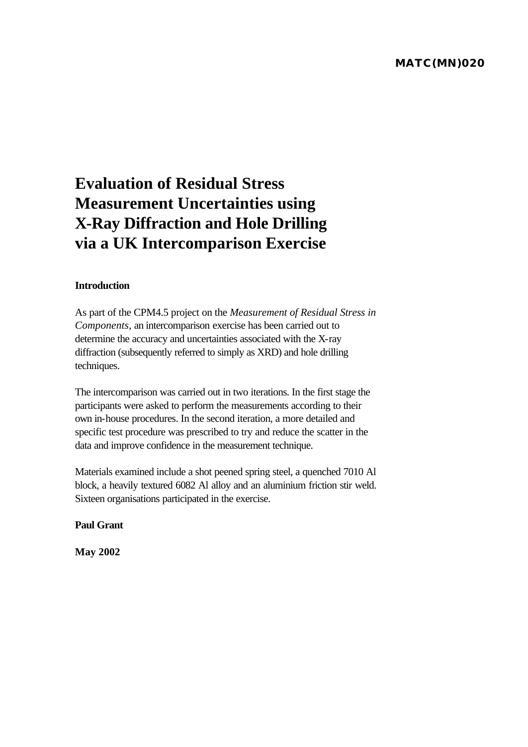MATC(MN)020

# Evaluation of Residual Stress Measurement Uncertainties using X-Ray Diffraction and Hole Drilling via a UK Intercomparison Exercise

**Introduction**

As part of the CPM4.5 project on the *Measurement of Residual Stress in Components*, an intercomparison exercise has been carried out to determine the accuracy and uncertainties associated with the X-ray diffraction (subsequently referred to simply as XRD) and hole drilling techniques.

The intercomparison was carried out in two iterations. In the first stage the participants were asked to perform the measurements according to their own in-house procedures. In the second iteration, a more detailed and specific test procedure was prescribed to try and reduce the scatter in the data and improve confidence in the measurement technique.

Materials examined include a shot peened spring steel, a quenched 7010 Al block, a heavily textured 6082 Al alloy and an aluminium friction stir weld. Sixteen organisations participated in the exercise.

**Paul Grant**

**May 2002**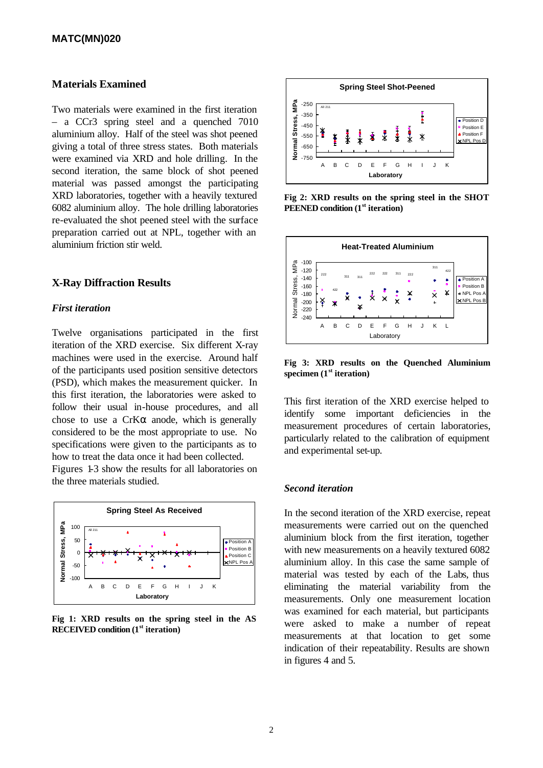## Materials Examined

Two materials were examined in the first iteration – a CCr3 spring steel and a quenched 7010 aluminium alloy. Half of the steel was shot peened giving a total of three stress states. Both materials were examined via XRD and hole drilling. In the second iteration, the same block of shot peened material was passed amongst the participating XRD laboratories, together with a heavily textured 6082 aluminium alloy. The hole drilling laboratories re-evaluated the shot peened steel with the surface preparation carried out at NPL, together with an aluminium friction stir weld.

## X-Ray Diffraction Results

### *First iteration*

Twelve organisations participated in the first iteration of the XRD exercise. Six different X-ray machines were used in the exercise. Around half of the participants used position sensitive detectors (PSD), which makes the measurement quicker. In this first iteration, the laboratories were asked to follow their usual in-house procedures, and all chose to use a CrK$\alpha$ anode, which is generally considered to be the most appropriate to use. No specifications were given to the participants as to how to treat the data once it had been collected. Figures 1-3 show the results for all laboratories on the three materials studied.

**Fig 1: XRD results on the spring steel in the AS RECEIVED condition (1st iteration)**

**Fig 2: XRD results on the spring steel in the SHOT PEENED condition (1st iteration)**

**Fig 3: XRD results on the Quenched Aluminium specimen (1st iteration)**

This first iteration of the XRD exercise helped to identify some important deficiencies in the measurement procedures of certain laboratories, particularly related to the calibration of equipment and experimental set-up.

### *Second iteration*

In the second iteration of the XRD exercise, repeat measurements were carried out on the quenched aluminium block from the first iteration, together with new measurements on a heavily textured 6082 aluminium alloy. In this case the same sample of material was tested by each of the Labs, thus eliminating the material variability from the measurements. Only one measurement location was examined for each material, but participants were asked to make a number of repeat measurements at that location to get some indication of their repeatability. Results are shown in figures 4 and 5.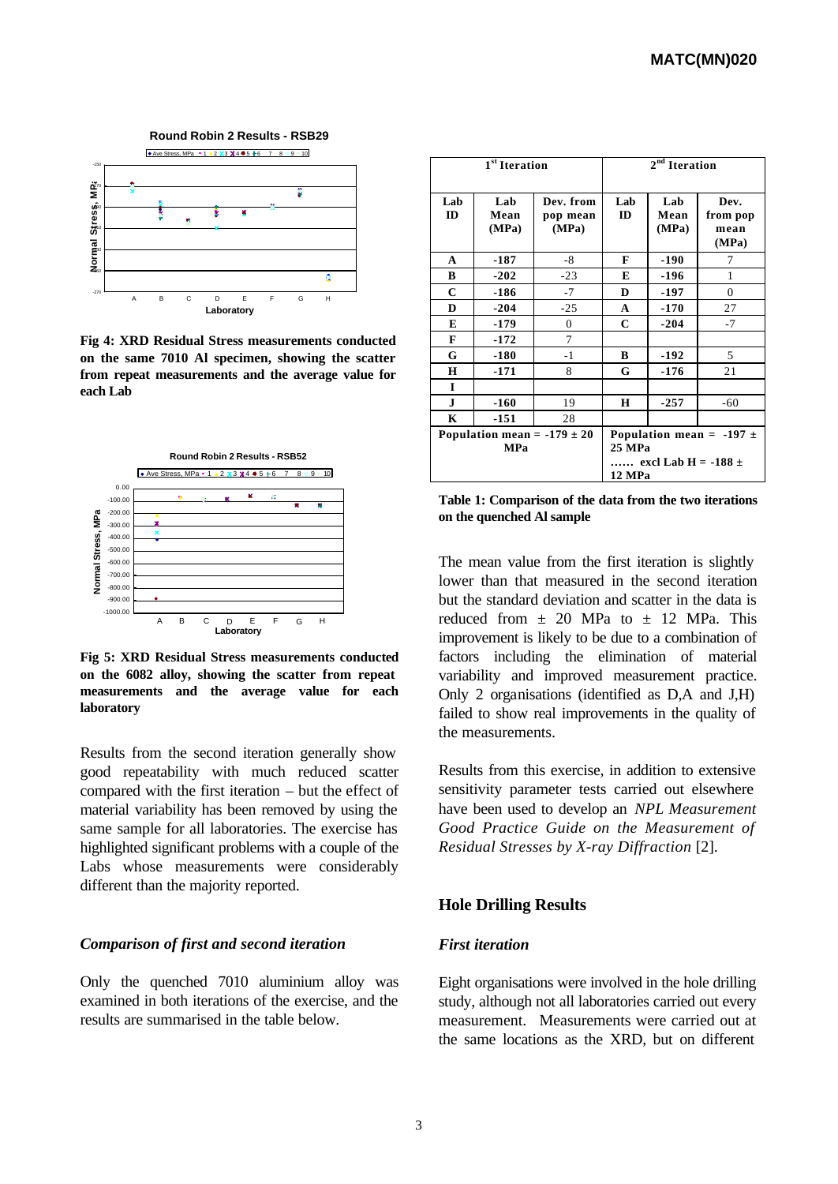**Fig 4: XRD Residual Stress measurements conducted on the same 7010 Al specimen, showing the scatter from repeat measurements and the average value for each Lab**

**Fig 5: XRD Residual Stress measurements conducted on the 6082 alloy, showing the scatter from repeat measurements and the average value for each laboratory**

Results from the second iteration generally show good repeatability with much reduced scatter compared with the first iteration – but the effect of material variability has been removed by using the same sample for all laboratories. The exercise has highlighted significant problems with a couple of the Labs whose measurements were considerably different than the majority reported.

### *Comparison of first and second iteration*

Only the quenched 7010 aluminium alloy was examined in both iterations of the exercise, and the results are summarised in the table below.

| 1st Iteration | | | 2nd Iteration | | |
|---|---|---|---|---|---|
| **Lab ID** | **Lab Mean (MPa)** | **Dev. from pop mean (MPa)** | **Lab ID** | **Lab Mean (MPa)** | **Dev. from pop mean (MPa)** |
| **A** | **-187** | -8 | **F** | **-190** | 7 |
| **B** | **-202** | -23 | **E** | **-196** | 1 |
| **C** | **-186** | -7 | **D** | **-197** | 0 |
| **D** | **-204** | -25 | **A** | **-170** | 27 |
| **E** | **-179** | 0 | **C** | **-204** | -7 |
| **F** | **-172** | 7 | | | |
| **G** | **-180** | -1 | **B** | **-192** | 5 |
| **H** | **-171** | 8 | **G** | **-176** | 21 |
| **I** | | | | | |
| **J** | **-160** | 19 | **H** | **-257** | -60 |
| **K** | **-151** | 28 | | | |
| **Population mean = -179 ± 20 MPa** | | | **Population mean = -197 ± 25 MPa …… excl Lab H = -188 ± 12 MPa** | | |

**Table 1: Comparison of the data from the two iterations on the quenched Al sample**

The mean value from the first iteration is slightly lower than that measured in the second iteration but the standard deviation and scatter in the data is reduced from ± 20 MPa to ± 12 MPa. This improvement is likely to be due to a combination of factors including the elimination of material variability and improved measurement practice. Only 2 organisations (identified as D,A and J,H) failed to show real improvements in the quality of the measurements.

Results from this exercise, in addition to extensive sensitivity parameter tests carried out elsewhere have been used to develop an *NPL Measurement Good Practice Guide on the Measurement of Residual Stresses by X-ray Diffraction* [2].

## Hole Drilling Results

### *First iteration*

Eight organisations were involved in the hole drilling study, although not all laboratories carried out every measurement. Measurements were carried out at the same locations as the XRD, but on different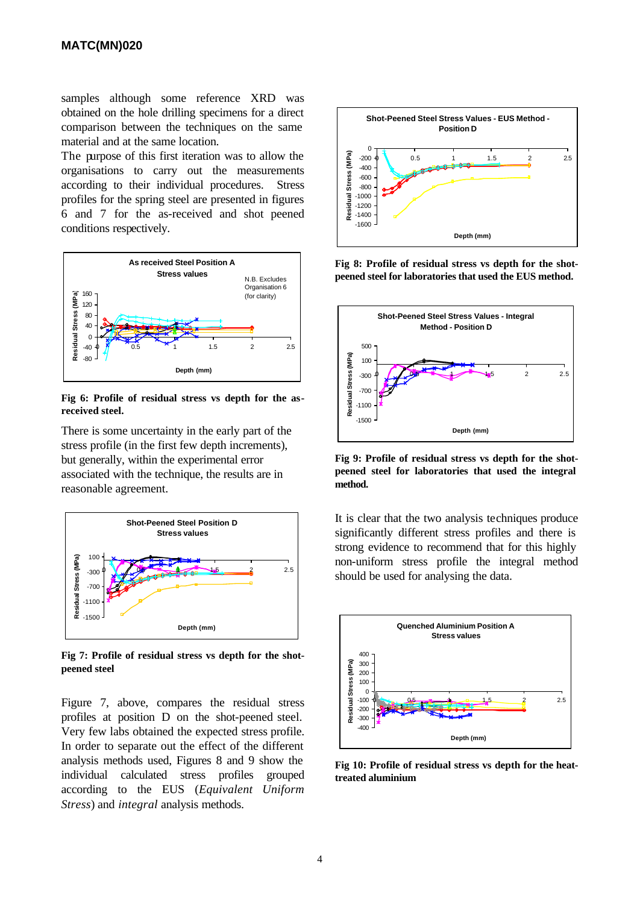samples although some reference XRD was obtained on the hole drilling specimens for a direct comparison between the techniques on the same material and at the same location.

The purpose of this first iteration was to allow the organisations to carry out the measurements according to their individual procedures. Stress profiles for the spring steel are presented in figures 6 and 7 for the as-received and shot peened conditions respectively.

**Fig 6: Profile of residual stress vs depth for the as-received steel.**

There is some uncertainty in the early part of the stress profile (in the first few depth increments), but generally, within the experimental error associated with the technique, the results are in reasonable agreement.

**Fig 7: Profile of residual stress vs depth for the shot-peened steel**

Figure 7, above, compares the residual stress profiles at position D on the shot-peened steel. Very few labs obtained the expected stress profile. In order to separate out the effect of the different analysis methods used, Figures 8 and 9 show the individual calculated stress profiles grouped according to the EUS (*Equivalent Uniform Stress*) and *integral* analysis methods.

**Fig 8: Profile of residual stress vs depth for the shot-peened steel for laboratories that used the EUS method.**

**Fig 9: Profile of residual stress vs depth for the shot-peened steel for laboratories that used the integral method.**

It is clear that the two analysis techniques produce significantly different stress profiles and there is strong evidence to recommend that for this highly non-uniform stress profile the integral method should be used for analysing the data.

**Fig 10: Profile of residual stress vs depth for the heat-treated aluminium**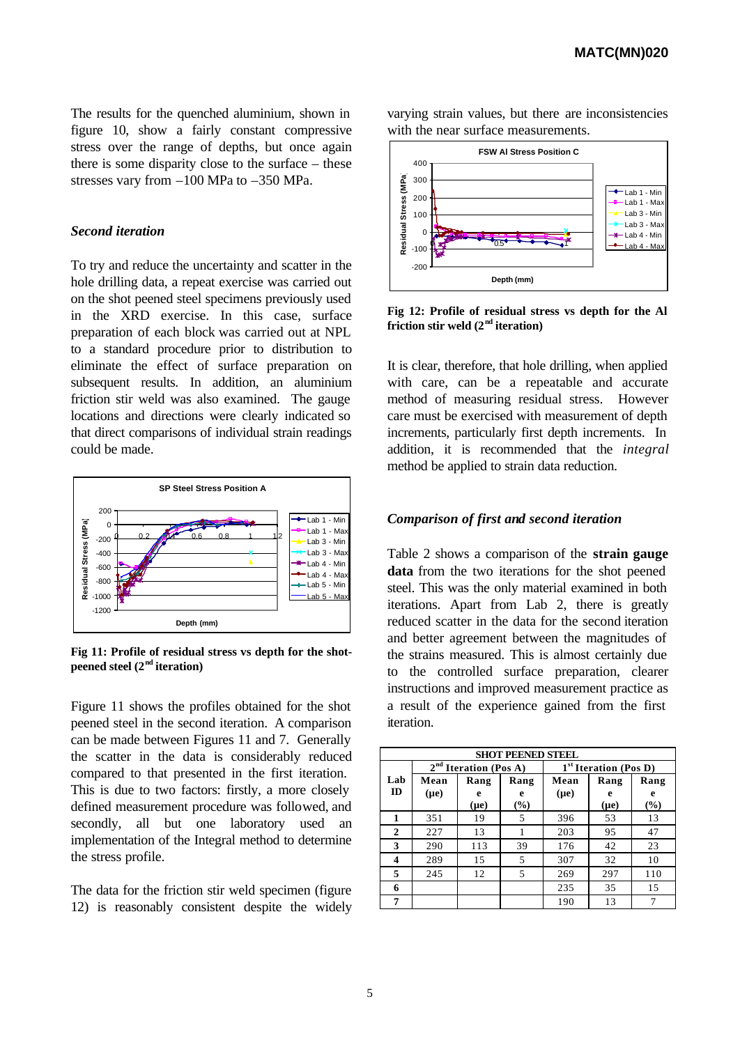The results for the quenched aluminium, shown in figure 10, show a fairly constant compressive stress over the range of depths, but once again there is some disparity close to the surface – these stresses vary from –100 MPa to –350 MPa.

### *Second iteration*

To try and reduce the uncertainty and scatter in the hole drilling data, a repeat exercise was carried out on the shot peened steel specimens previously used in the XRD exercise. In this case, surface preparation of each block was carried out at NPL to a standard procedure prior to distribution to eliminate the effect of surface preparation on subsequent results. In addition, an aluminium friction stir weld was also examined. The gauge locations and directions were clearly indicated so that direct comparisons of individual strain readings could be made.

**Fig 11: Profile of residual stress vs depth for the shot-peened steel (2nd iteration)**

Figure 11 shows the profiles obtained for the shot peened steel in the second iteration. A comparison can be made between Figures 11 and 7. Generally the scatter in the data is considerably reduced compared to that presented in the first iteration. This is due to two factors: firstly, a more closely defined measurement procedure was followed, and secondly, all but one laboratory used an implementation of the Integral method to determine the stress profile.

The data for the friction stir weld specimen (figure 12) is reasonably consistent despite the widely varying strain values, but there are inconsistencies with the near surface measurements.

**Fig 12: Profile of residual stress vs depth for the Al friction stir weld (2nd iteration)**

It is clear, therefore, that hole drilling, when applied with care, can be a repeatable and accurate method of measuring residual stress. However care must be exercised with measurement of depth increments, particularly first depth increments. In addition, it is recommended that the *integral* method be applied to strain data reduction.

### *Comparison of first and second iteration*

Table 2 shows a comparison of the **strain gauge data** from the two iterations for the shot peened steel. This was the only material examined in both iterations. Apart from Lab 2, there is greatly reduced scatter in the data for the second iteration and better agreement between the magnitudes of the strains measured. This is almost certainly due to the controlled surface preparation, clearer instructions and improved measurement practice as a result of the experience gained from the first iteration.

| SHOT PEENED STEEL | | | | | | |
|---|---|---|---|---|---|---|
| | 2nd Iteration (Pos A) | | | 1st Iteration (Pos D) | | |
| Lab ID | Mean (με) | Range (με) | Range (%) | Mean (με) | Range (με) | Range (%) |
| 1 | 351 | 19 | 5 | 396 | 53 | 13 |
| 2 | 227 | 13 | 1 | 203 | 95 | 47 |
| 3 | 290 | 113 | 39 | 176 | 42 | 23 |
| 4 | 289 | 15 | 5 | 307 | 32 | 10 |
| 5 | 245 | 12 | 5 | 269 | 297 | 110 |
| 6 | | | | 235 | 35 | 15 |
| 7 | | | | 190 | 13 | 7 |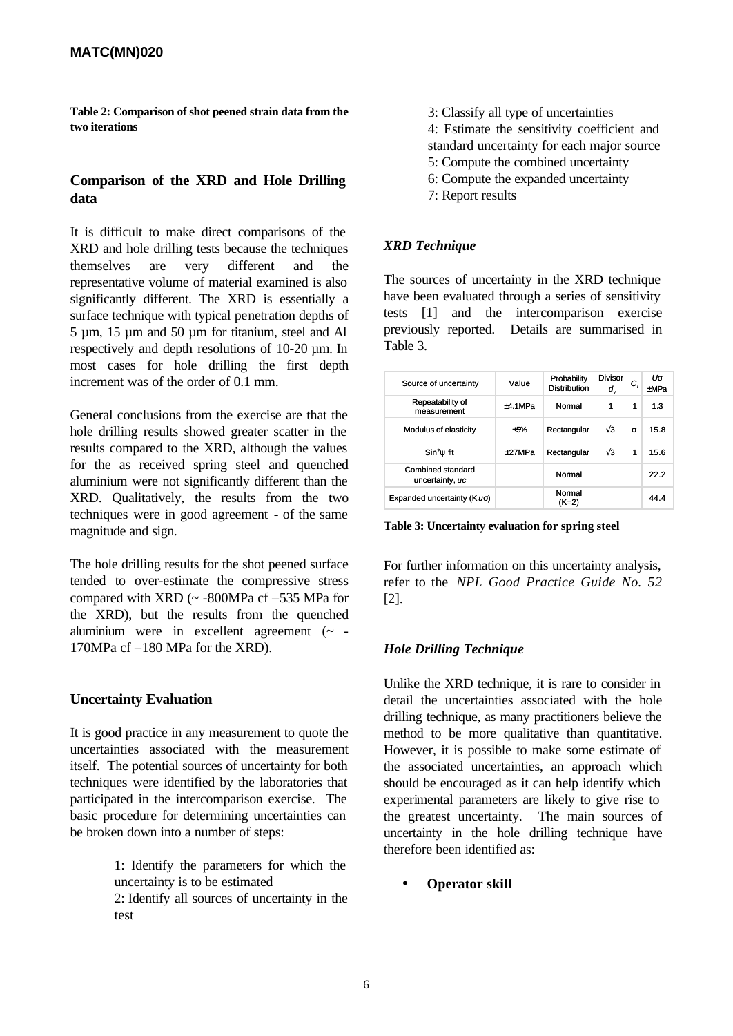**Table 2: Comparison of shot peened strain data from the two iterations**

## Comparison of the XRD and Hole Drilling data

It is difficult to make direct comparisons of the XRD and hole drilling tests because the techniques themselves are very different and the representative volume of material examined is also significantly different. The XRD is essentially a surface technique with typical penetration depths of 5 µm, 15 µm and 50 µm for titanium, steel and Al respectively and depth resolutions of 10-20 µm. In most cases for hole drilling the first depth increment was of the order of 0.1 mm.

General conclusions from the exercise are that the hole drilling results showed greater scatter in the results compared to the XRD, although the values for the as received spring steel and quenched aluminium were not significantly different than the XRD. Qualitatively, the results from the two techniques were in good agreement - of the same magnitude and sign.

The hole drilling results for the shot peened surface tended to over-estimate the compressive stress compared with XRD (~ -800MPa cf –535 MPa for the XRD), but the results from the quenched aluminium were in excellent agreement (~ -170MPa cf –180 MPa for the XRD).

## Uncertainty Evaluation

It is good practice in any measurement to quote the uncertainties associated with the measurement itself. The potential sources of uncertainty for both techniques were identified by the laboratories that participated in the intercomparison exercise. The basic procedure for determining uncertainties can be broken down into a number of steps:

1: Identify the parameters for which the uncertainty is to be estimated
2: Identify all sources of uncertainty in the test
3: Classify all type of uncertainties
4: Estimate the sensitivity coefficient and standard uncertainty for each major source
5: Compute the combined uncertainty
6: Compute the expanded uncertainty
7: Report results

### *XRD Technique*

The sources of uncertainty in the XRD technique have been evaluated through a series of sensitivity tests [1] and the intercomparison exercise previously reported. Details are summarised in Table 3.

| Source of uncertainty | Value | Probability Distribution | Divisor $d_v$ | $C_i$ | $U\sigma$ ±MPa |
|---|---|---|---|---|---|
| Repeatability of measurement | ±4.1MPa | Normal | 1 | 1 | 1.3 |
| Modulus of elasticity | ±5% | Rectangular | √3 | σ | 15.8 |
| $Sin^2\psi$ fit | ±27MPa | Rectangular | √3 | 1 | 15.6 |
| Combined standard uncertainty, $u_c$ | | Normal | | | 22.2 |
| Expanded uncertainty (K$u_{\sigma}$) | | Normal (K=2) | | | 44.4 |

**Table 3: Uncertainty evaluation for spring steel**

For further information on this uncertainty analysis, refer to the *NPL Good Practice Guide No. 52* [2].

### *Hole Drilling Technique*

Unlike the XRD technique, it is rare to consider in detail the uncertainties associated with the hole drilling technique, as many practitioners believe the method to be more qualitative than quantitative. However, it is possible to make some estimate of the associated uncertainties, an approach which should be encouraged as it can help identify which experimental parameters are likely to give rise to the greatest uncertainty. The main sources of uncertainty in the hole drilling technique have therefore been identified as:

- **Operator skill**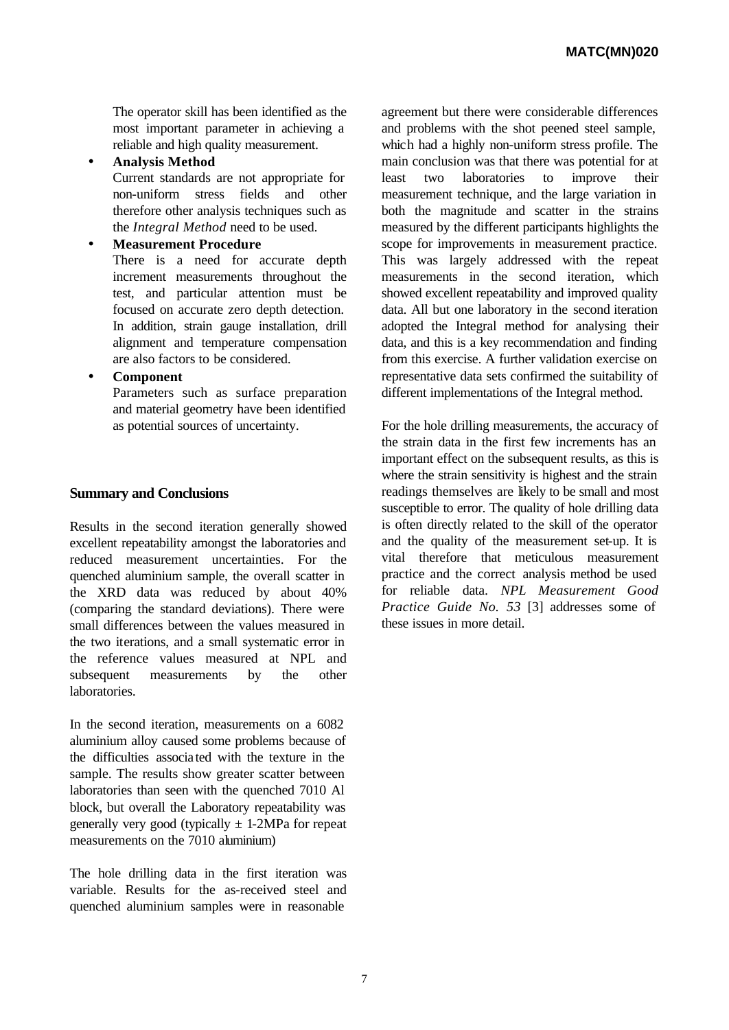The operator skill has been identified as the most important parameter in achieving a reliable and high quality measurement.

- **Analysis Method**
  Current standards are not appropriate for non-uniform stress fields and other therefore other analysis techniques such as the *Integral Method* need to be used.
- **Measurement Procedure**
  There is a need for accurate depth increment measurements throughout the test, and particular attention must be focused on accurate zero depth detection. In addition, strain gauge installation, drill alignment and temperature compensation are also factors to be considered.
- **Component**
  Parameters such as surface preparation and material geometry have been identified as potential sources of uncertainty.

## Summary and Conclusions

Results in the second iteration generally showed excellent repeatability amongst the laboratories and reduced measurement uncertainties. For the quenched aluminium sample, the overall scatter in the XRD data was reduced by about 40% (comparing the standard deviations). There were small differences between the values measured in the two iterations, and a small systematic error in the reference values measured at NPL and subsequent measurements by the other laboratories.

In the second iteration, measurements on a 6082 aluminium alloy caused some problems because of the difficulties associated with the texture in the sample. The results show greater scatter between laboratories than seen with the quenched 7010 Al block, but overall the Laboratory repeatability was generally very good (typically $\pm$ 1-2MPa for repeat measurements on the 7010 aluminium)

The hole drilling data in the first iteration was variable. Results for the as-received steel and quenched aluminium samples were in reasonable agreement but there were considerable differences and problems with the shot peened steel sample, which had a highly non-uniform stress profile. The main conclusion was that there was potential for at least two laboratories to improve their measurement technique, and the large variation in both the magnitude and scatter in the strains measured by the different participants highlights the scope for improvements in measurement practice. This was largely addressed with the repeat measurements in the second iteration, which showed excellent repeatability and improved quality data. All but one laboratory in the second iteration adopted the Integral method for analysing their data, and this is a key recommendation and finding from this exercise. A further validation exercise on representative data sets confirmed the suitability of different implementations of the Integral method.

For the hole drilling measurements, the accuracy of the strain data in the first few increments has an important effect on the subsequent results, as this is where the strain sensitivity is highest and the strain readings themselves are likely to be small and most susceptible to error. The quality of hole drilling data is often directly related to the skill of the operator and the quality of the measurement set-up. It is vital therefore that meticulous measurement practice and the correct analysis method be used for reliable data. *NPL Measurement Good Practice Guide No. 53* [3] addresses some of these issues in more detail.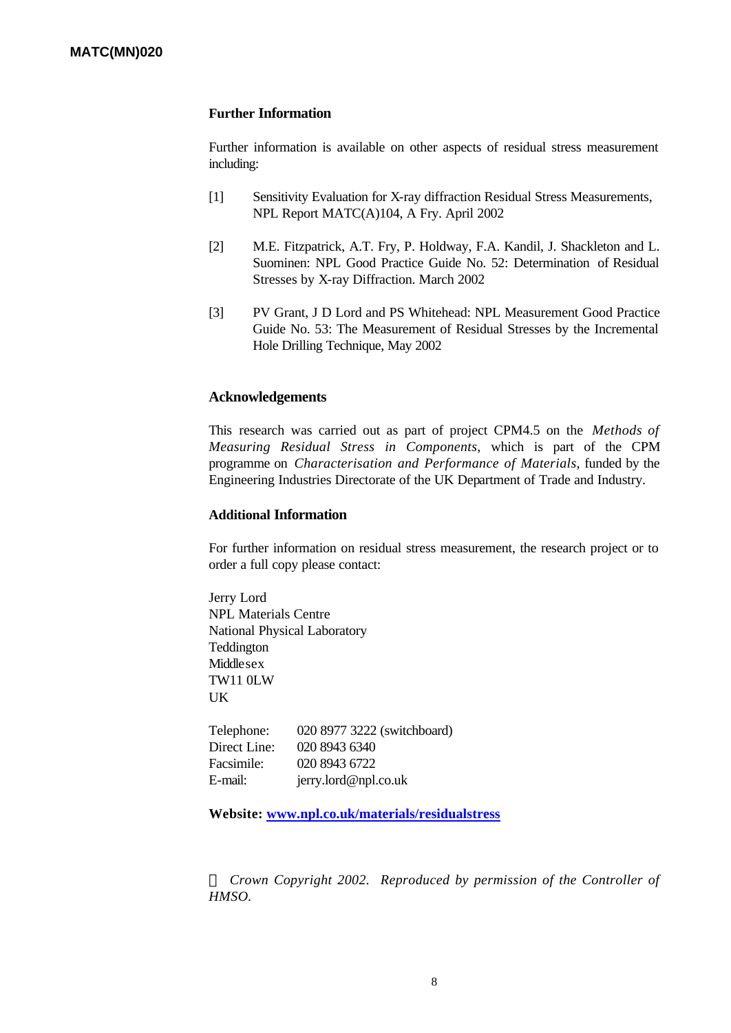## Further Information

Further information is available on other aspects of residual stress measurement including:

[1] Sensitivity Evaluation for X-ray diffraction Residual Stress Measurements, NPL Report MATC(A)104, A Fry. April 2002

[2] M.E. Fitzpatrick, A.T. Fry, P. Holdway, F.A. Kandil, J. Shackleton and L. Suominen: NPL Good Practice Guide No. 52: Determination of Residual Stresses by X-ray Diffraction. March 2002

[3] PV Grant, J D Lord and PS Whitehead: NPL Measurement Good Practice Guide No. 53: The Measurement of Residual Stresses by the Incremental Hole Drilling Technique, May 2002

## Acknowledgements

This research was carried out as part of project CPM4.5 on the *Methods of Measuring Residual Stress in Components*, which is part of the CPM programme on *Characterisation and Performance of Materials*, funded by the Engineering Industries Directorate of the UK Department of Trade and Industry.

## Additional Information

For further information on residual stress measurement, the research project or to order a full copy please contact:

Jerry Lord
NPL Materials Centre
National Physical Laboratory
Teddington
Middlesex
TW11 0LW
UK

Telephone: 020 8977 3222 (switchboard)
Direct Line: 020 8943 6340
Facsimile: 020 8943 6722
E-mail: jerry.lord@npl.co.uk

**Website: www.npl.co.uk/materials/residualstress**

© *Crown Copyright 2002. Reproduced by permission of the Controller of HMSO.*